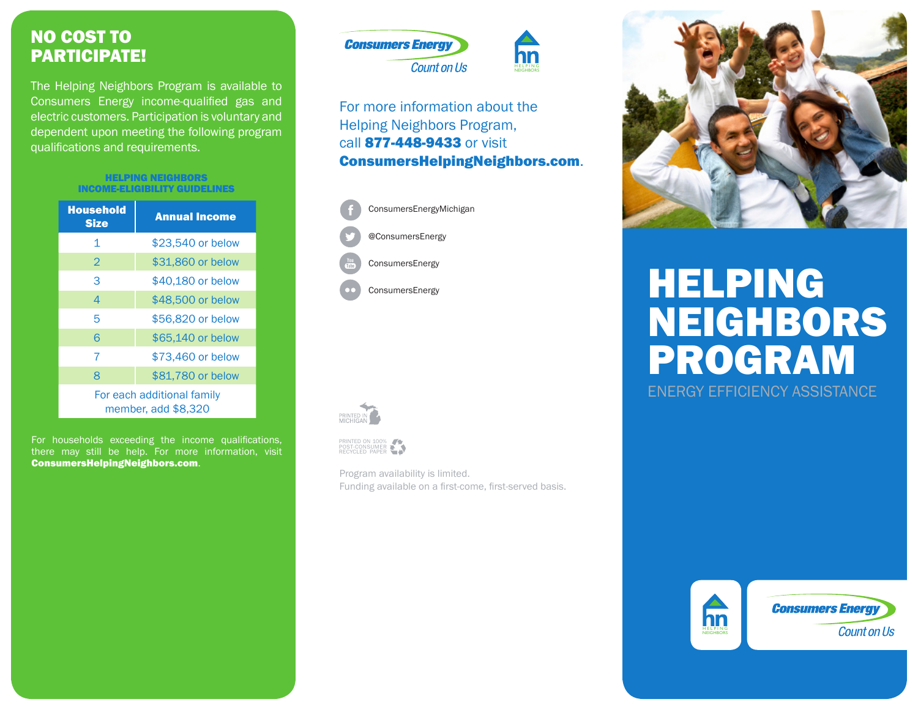## NO COST TO PARTICIPATE!

The Helping Neighbors Program is available to Consumers Energy income-qualified gas and electric customers. Participation is voluntary and dependent upon meeting the following program qualifications and requirements.

**HELPING NEIGHBORS INCOME-ELIGIBILITY GUIDELINES**

| Household Size | Annual Income |
|---|---|
| 1 | $23,540 or below |
| 2 | $31,860 or below |
| 3 | $40,180 or below |
| 4 | $48,500 or below |
| 5 | $56,820 or below |
| 6 | $65,140 or below |
| 7 | $73,460 or below |
| 8 | $81,780 or below |
| For each additional family member, add $8,320 | |

For households exceeding the income qualifications, there may still be help. For more information, visit **ConsumersHelpingNeighbors.com**.

Consumers Energy
Count on Us

HELPING NEIGHBORS

For more information about the Helping Neighbors Program, call **877-448-9433** or visit **ConsumersHelpingNeighbors.com**.

ConsumersEnergyMichigan

@ConsumersEnergy

ConsumersEnergy

ConsumersEnergy

PRINTED IN MICHIGAN

PRINTED ON 100% POST-CONSUMER RECYCLED PAPER

Program availability is limited.
Funding available on a first-come, first-served basis.

# HELPING NEIGHBORS PROGRAM

ENERGY EFFICIENCY ASSISTANCE

HELPING NEIGHBORS

Consumers Energy
Count on Us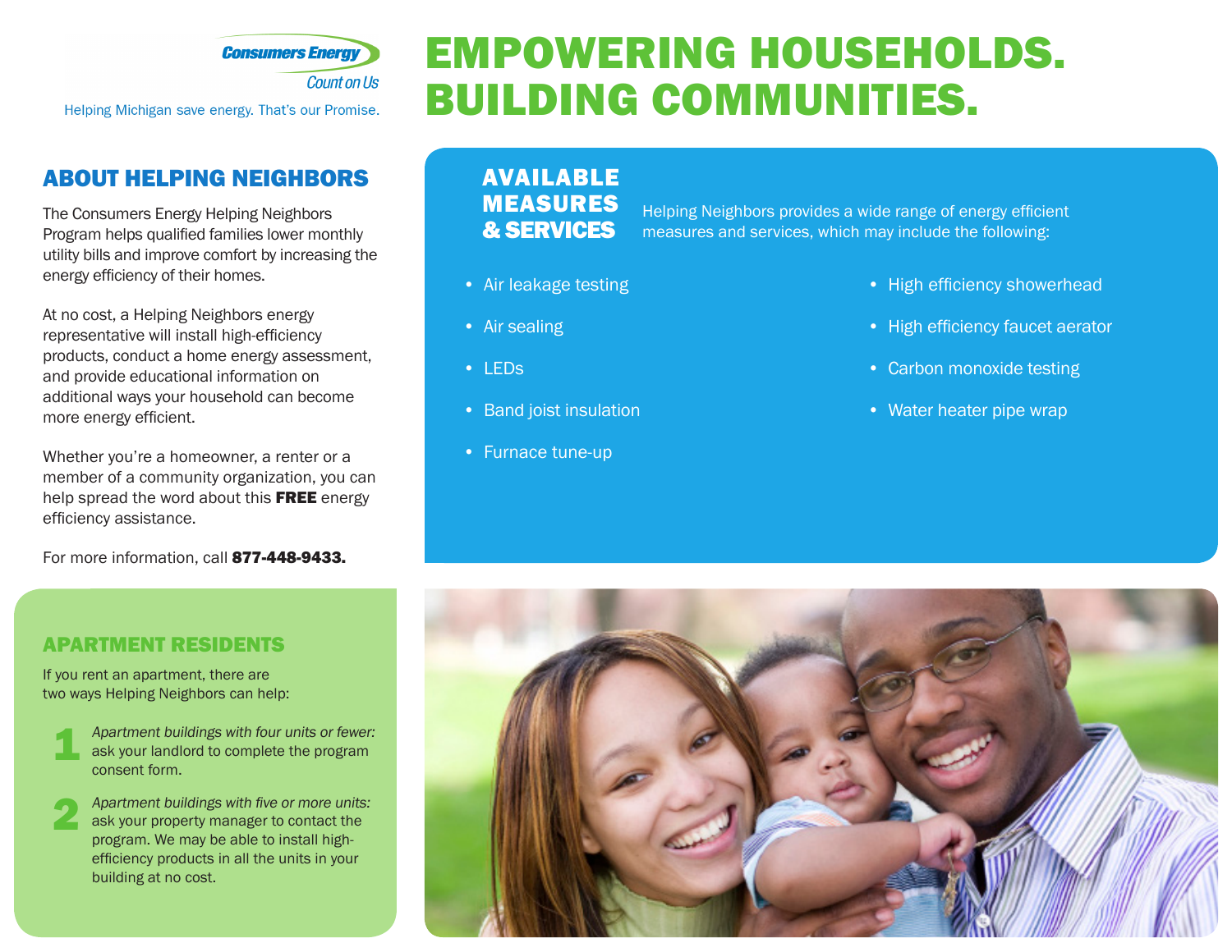Consumers Energy
Count on Us

Helping Michigan save energy. That's our Promise.

# EMPOWERING HOUSEHOLDS. BUILDING COMMUNITIES.

## ABOUT HELPING NEIGHBORS

The Consumers Energy Helping Neighbors Program helps qualified families lower monthly utility bills and improve comfort by increasing the energy efficiency of their homes.

At no cost, a Helping Neighbors energy representative will install high-efficiency products, conduct a home energy assessment, and provide educational information on additional ways your household can become more energy efficient.

Whether you're a homeowner, a renter or a member of a community organization, you can help spread the word about this **FREE** energy efficiency assistance.

For more information, call **877-448-9433.**

## AVAILABLE MEASURES & SERVICES

Helping Neighbors provides a wide range of energy efficient measures and services, which may include the following:

- Air leakage testing
- Air sealing
- LEDs
- Band joist insulation
- Furnace tune-up
- High efficiency showerhead
- High efficiency faucet aerator
- Carbon monoxide testing
- Water heater pipe wrap

## APARTMENT RESIDENTS

If you rent an apartment, there are two ways Helping Neighbors can help:

1. *Apartment buildings with four units or fewer:* ask your landlord to complete the program consent form.
2. *Apartment buildings with five or more units:* ask your property manager to contact the program. We may be able to install high-efficiency products in all the units in your building at no cost.